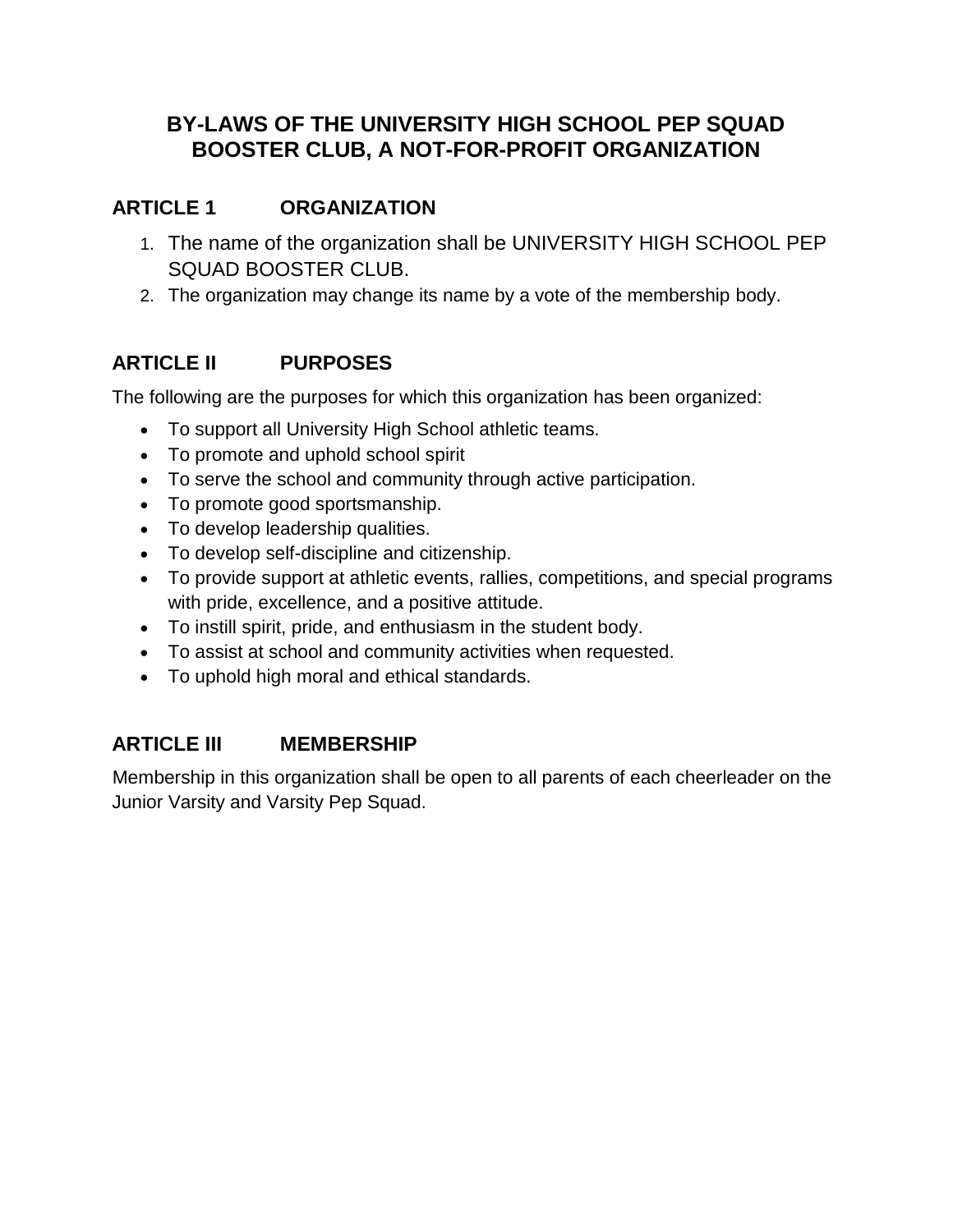# BY-LAWS OF THE UNIVERSITY HIGH SCHOOL PEP SQUAD BOOSTER CLUB, A NOT-FOR-PROFIT ORGANIZATION

## ARTICLE 1 ORGANIZATION

1. The name of the organization shall be UNIVERSITY HIGH SCHOOL PEP SQUAD BOOSTER CLUB.
2. The organization may change its name by a vote of the membership body.

## ARTICLE II PURPOSES

The following are the purposes for which this organization has been organized:

- To support all University High School athletic teams.
- To promote and uphold school spirit
- To serve the school and community through active participation.
- To promote good sportsmanship.
- To develop leadership qualities.
- To develop self-discipline and citizenship.
- To provide support at athletic events, rallies, competitions, and special programs with pride, excellence, and a positive attitude.
- To instill spirit, pride, and enthusiasm in the student body.
- To assist at school and community activities when requested.
- To uphold high moral and ethical standards.

## ARTICLE III MEMBERSHIP

Membership in this organization shall be open to all parents of each cheerleader on the Junior Varsity and Varsity Pep Squad.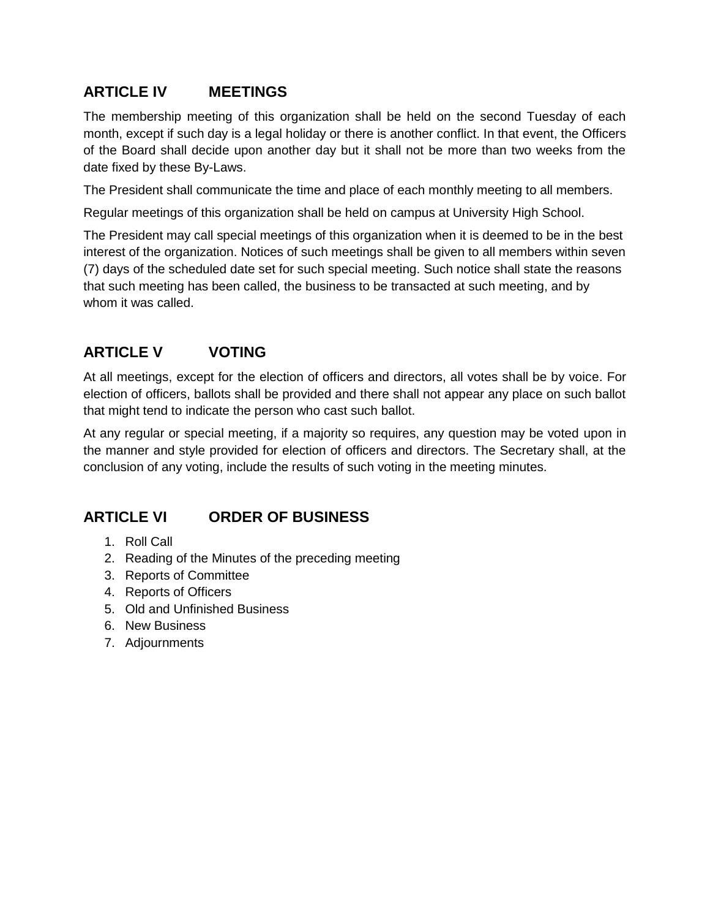## ARTICLE IV MEETINGS

The membership meeting of this organization shall be held on the second Tuesday of each month, except if such day is a legal holiday or there is another conflict. In that event, the Officers of the Board shall decide upon another day but it shall not be more than two weeks from the date fixed by these By-Laws.

The President shall communicate the time and place of each monthly meeting to all members.

Regular meetings of this organization shall be held on campus at University High School.

The President may call special meetings of this organization when it is deemed to be in the best interest of the organization. Notices of such meetings shall be given to all members within seven (7) days of the scheduled date set for such special meeting. Such notice shall state the reasons that such meeting has been called, the business to be transacted at such meeting, and by whom it was called.

## ARTICLE V VOTING

At all meetings, except for the election of officers and directors, all votes shall be by voice. For election of officers, ballots shall be provided and there shall not appear any place on such ballot that might tend to indicate the person who cast such ballot.

At any regular or special meeting, if a majority so requires, any question may be voted upon in the manner and style provided for election of officers and directors. The Secretary shall, at the conclusion of any voting, include the results of such voting in the meeting minutes.

## ARTICLE VI ORDER OF BUSINESS

1. Roll Call
2. Reading of the Minutes of the preceding meeting
3. Reports of Committee
4. Reports of Officers
5. Old and Unfinished Business
6. New Business
7. Adjournments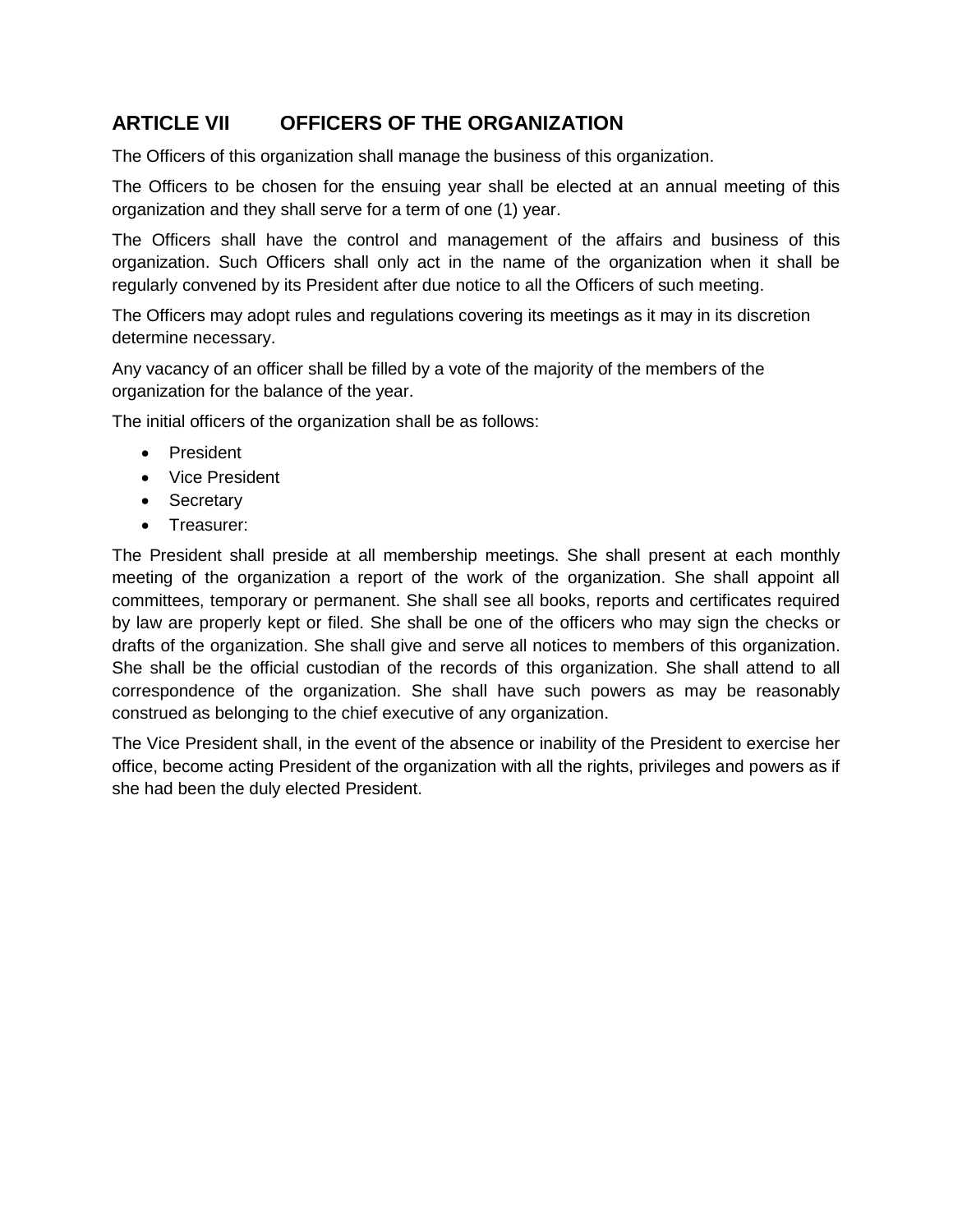## ARTICLE VII OFFICERS OF THE ORGANIZATION

The Officers of this organization shall manage the business of this organization.

The Officers to be chosen for the ensuing year shall be elected at an annual meeting of this organization and they shall serve for a term of one (1) year.

The Officers shall have the control and management of the affairs and business of this organization. Such Officers shall only act in the name of the organization when it shall be regularly convened by its President after due notice to all the Officers of such meeting.

The Officers may adopt rules and regulations covering its meetings as it may in its discretion determine necessary.

Any vacancy of an officer shall be filled by a vote of the majority of the members of the organization for the balance of the year.

The initial officers of the organization shall be as follows:

- President
- Vice President
- Secretary
- Treasurer:

The President shall preside at all membership meetings. She shall present at each monthly meeting of the organization a report of the work of the organization. She shall appoint all committees, temporary or permanent. She shall see all books, reports and certificates required by law are properly kept or filed. She shall be one of the officers who may sign the checks or drafts of the organization. She shall give and serve all notices to members of this organization. She shall be the official custodian of the records of this organization. She shall attend to all correspondence of the organization. She shall have such powers as may be reasonably construed as belonging to the chief executive of any organization.

The Vice President shall, in the event of the absence or inability of the President to exercise her office, become acting President of the organization with all the rights, privileges and powers as if she had been the duly elected President.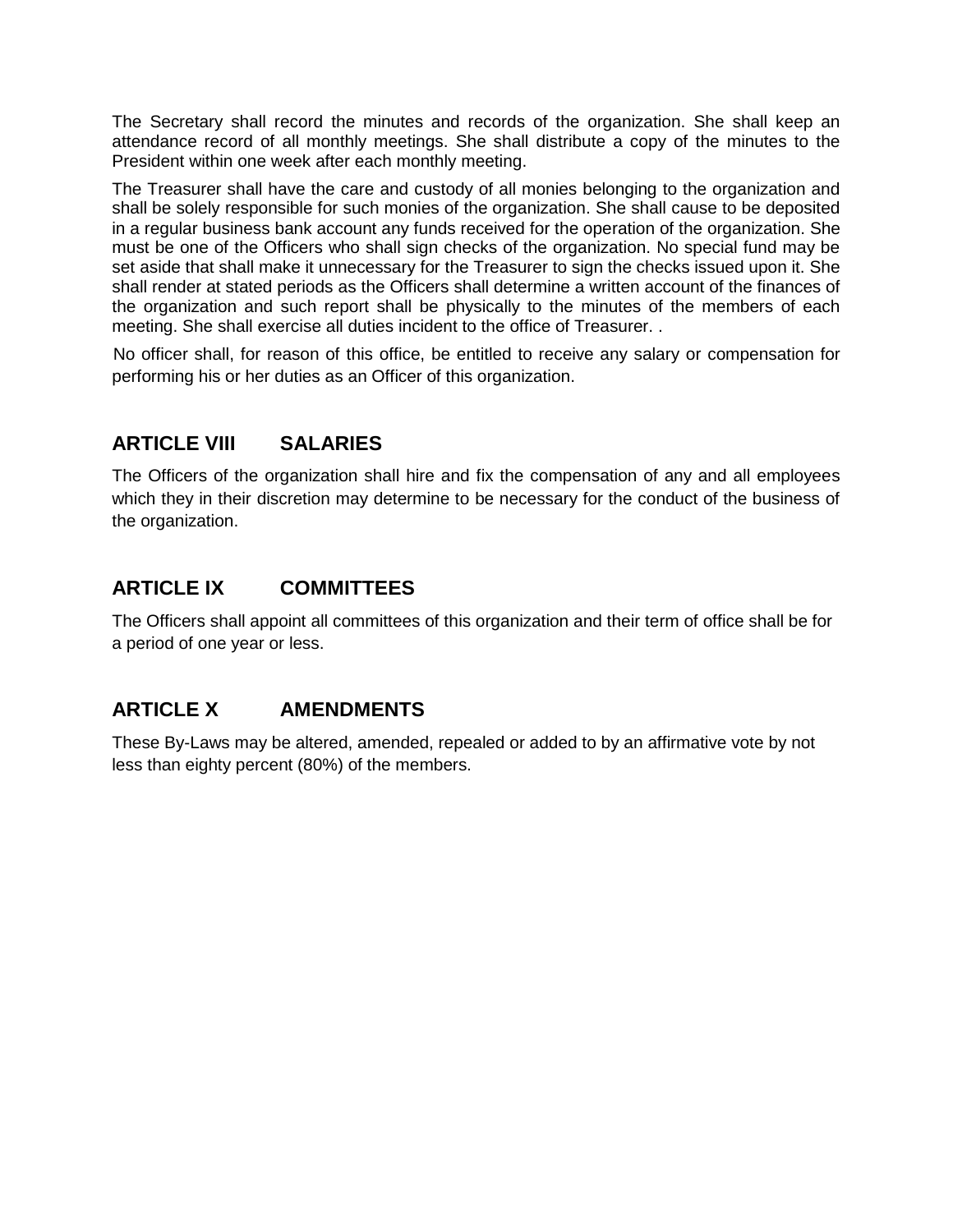The Secretary shall record the minutes and records of the organization. She shall keep an attendance record of all monthly meetings. She shall distribute a copy of the minutes to the President within one week after each monthly meeting.

The Treasurer shall have the care and custody of all monies belonging to the organization and shall be solely responsible for such monies of the organization. She shall cause to be deposited in a regular business bank account any funds received for the operation of the organization. She must be one of the Officers who shall sign checks of the organization. No special fund may be set aside that shall make it unnecessary for the Treasurer to sign the checks issued upon it. She shall render at stated periods as the Officers shall determine a written account of the finances of the organization and such report shall be physically to the minutes of the members of each meeting. She shall exercise all duties incident to the office of Treasurer. .

No officer shall, for reason of this office, be entitled to receive any salary or compensation for performing his or her duties as an Officer of this organization.

## ARTICLE VIII SALARIES

The Officers of the organization shall hire and fix the compensation of any and all employees which they in their discretion may determine to be necessary for the conduct of the business of the organization.

## ARTICLE IX COMMITTEES

The Officers shall appoint all committees of this organization and their term of office shall be for a period of one year or less.

## ARTICLE X AMENDMENTS

These By-Laws may be altered, amended, repealed or added to by an affirmative vote by not less than eighty percent (80%) of the members.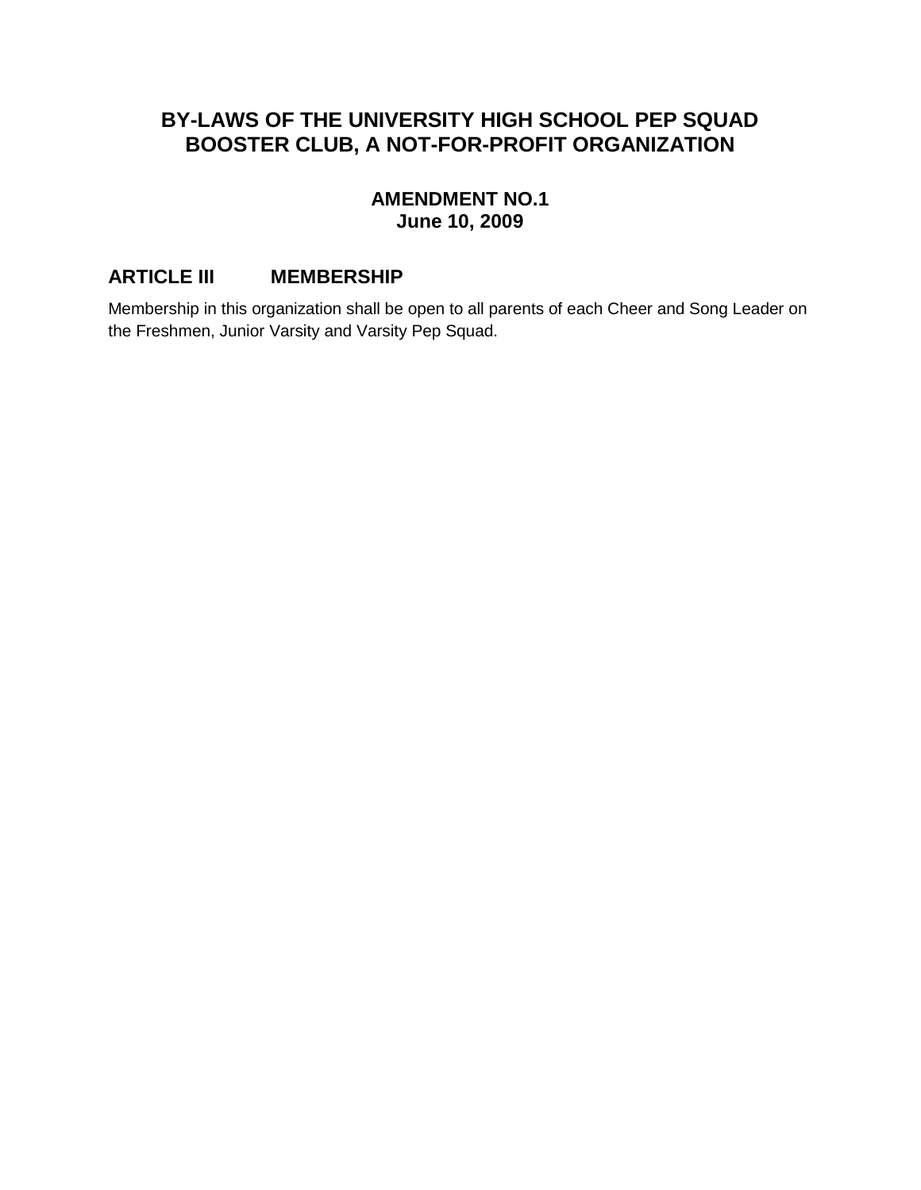# BY-LAWS OF THE UNIVERSITY HIGH SCHOOL PEP SQUAD BOOSTER CLUB, A NOT-FOR-PROFIT ORGANIZATION

## AMENDMENT NO.1
## June 10, 2009

## ARTICLE III MEMBERSHIP

Membership in this organization shall be open to all parents of each Cheer and Song Leader on the Freshmen, Junior Varsity and Varsity Pep Squad.